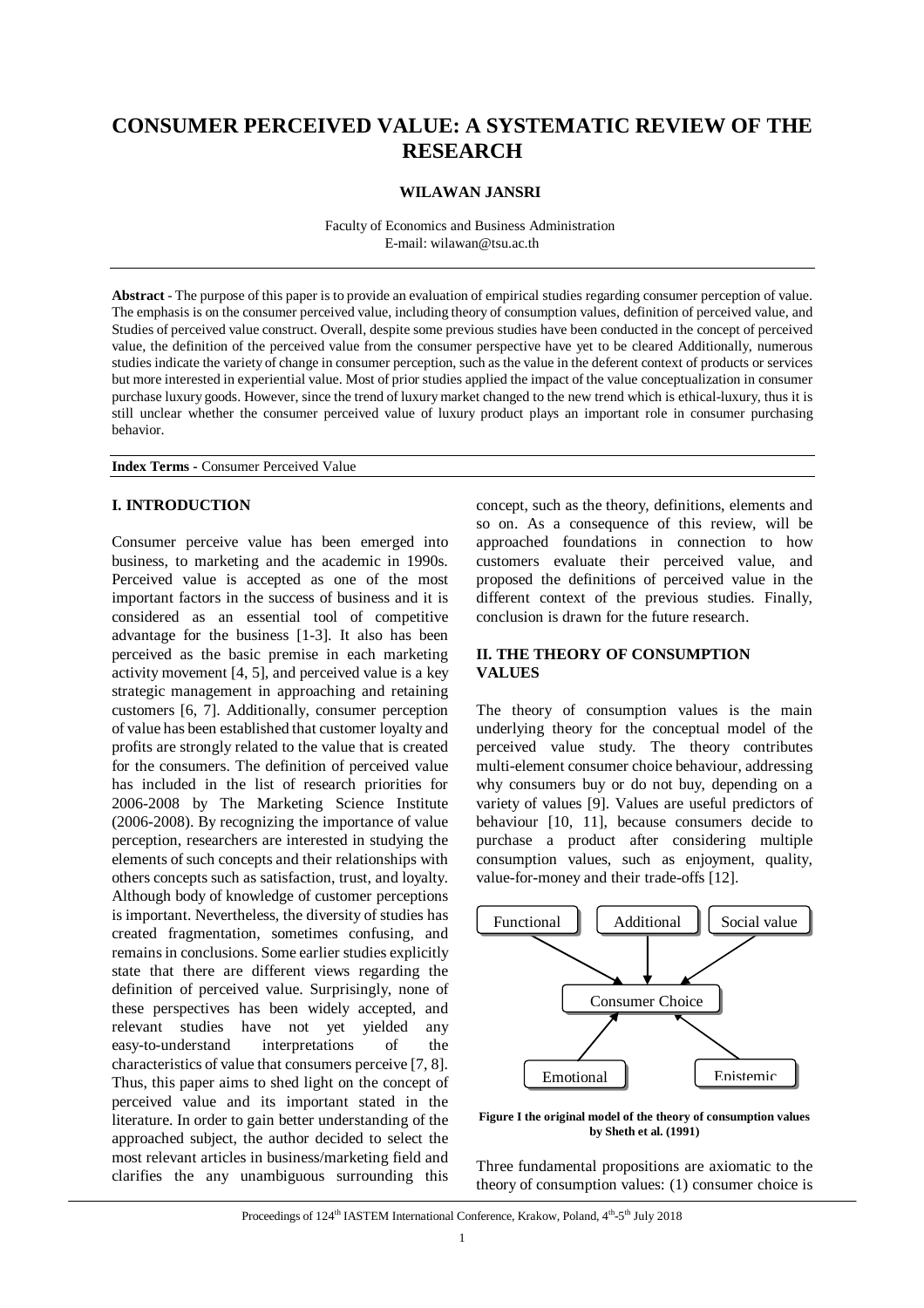# CONSUMER PERCEIVED VALUE: A SYSTEMATIC REVIEW OF THE RESEARCH

**WILAWAN JANSRI**

Faculty of Economics and Business Administration
E-mail: wilawan@tsu.ac.th

**Abstract** - The purpose of this paper is to provide an evaluation of empirical studies regarding consumer perception of value. The emphasis is on the consumer perceived value, including theory of consumption values, definition of perceived value, and Studies of perceived value construct. Overall, despite some previous studies have been conducted in the concept of perceived value, the definition of the perceived value from the consumer perspective have yet to be cleared Additionally, numerous studies indicate the variety of change in consumer perception, such as the value in the deferent context of products or services but more interested in experiential value. Most of prior studies applied the impact of the value conceptualization in consumer purchase luxury goods. However, since the trend of luxury market changed to the new trend which is ethical-luxury, thus it is still unclear whether the consumer perceived value of luxury product plays an important role in consumer purchasing behavior.

**Index Terms** - Consumer Perceived Value

## I. INTRODUCTION

Consumer perceive value has been emerged into business, to marketing and the academic in 1990s. Perceived value is accepted as one of the most important factors in the success of business and it is considered as an essential tool of competitive advantage for the business [1-3]. It also has been perceived as the basic premise in each marketing activity movement [4, 5], and perceived value is a key strategic management in approaching and retaining customers [6, 7]. Additionally, consumer perception of value has been established that customer loyalty and profits are strongly related to the value that is created for the consumers. The definition of perceived value has included in the list of research priorities for 2006-2008 by The Marketing Science Institute (2006-2008). By recognizing the importance of value perception, researchers are interested in studying the elements of such concepts and their relationships with others concepts such as satisfaction, trust, and loyalty. Although body of knowledge of customer perceptions is important. Nevertheless, the diversity of studies has created fragmentation, sometimes confusing, and remains in conclusions. Some earlier studies explicitly state that there are different views regarding the definition of perceived value. Surprisingly, none of these perspectives has been widely accepted, and relevant studies have not yet yielded any easy-to-understand interpretations of the characteristics of value that consumers perceive [7, 8]. Thus, this paper aims to shed light on the concept of perceived value and its important stated in the literature. In order to gain better understanding of the approached subject, the author decided to select the most relevant articles in business/marketing field and clarifies the any unambiguous surrounding this concept, such as the theory, definitions, elements and so on. As a consequence of this review, will be approached foundations in connection to how customers evaluate their perceived value, and proposed the definitions of perceived value in the different context of the previous studies. Finally, conclusion is drawn for the future research.

## II. THE THEORY OF CONSUMPTION VALUES

The theory of consumption values is the main underlying theory for the conceptual model of the perceived value study. The theory contributes multi-element consumer choice behaviour, addressing why consumers buy or do not buy, depending on a variety of values [9]. Values are useful predictors of behaviour [10, 11], because consumers decide to purchase a product after considering multiple consumption values, such as enjoyment, quality, value-for-money and their trade-offs [12].

Functional | Additional | Social value → Consumer Choice ← Emotional | Epistemic

**Figure I the original model of the theory of consumption values by Sheth et al. (1991)**

Three fundamental propositions are axiomatic to the theory of consumption values: (1) consumer choice is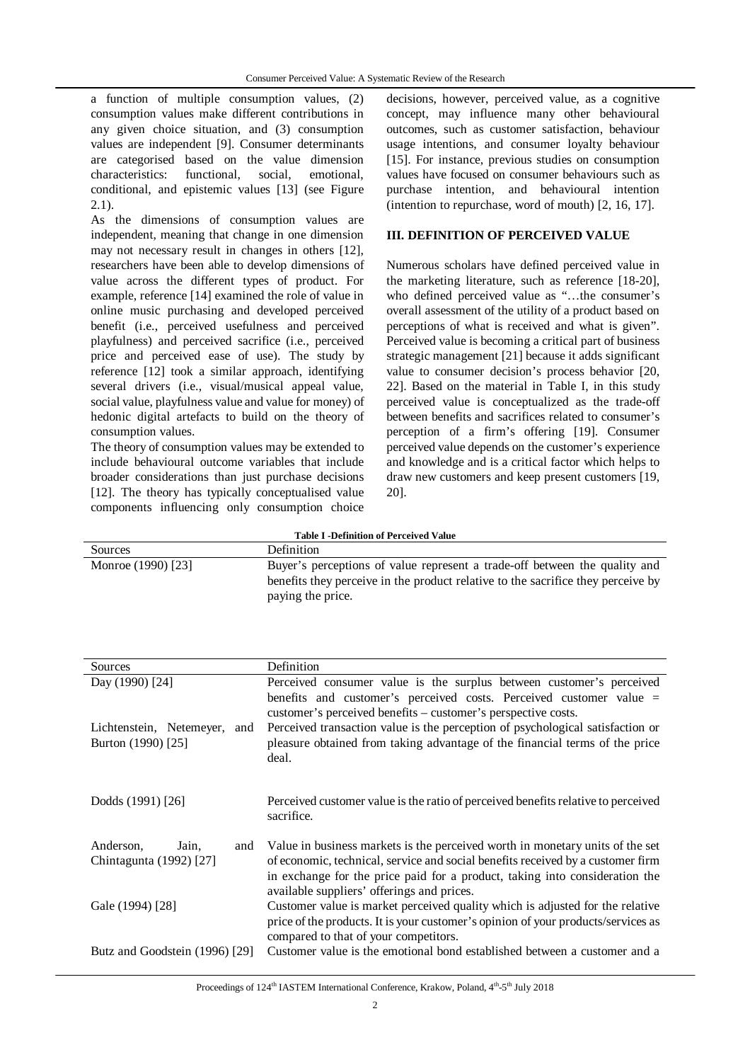a function of multiple consumption values, (2) consumption values make different contributions in any given choice situation, and (3) consumption values are independent [9]. Consumer determinants are categorised based on the value dimension characteristics: functional, social, emotional, conditional, and epistemic values [13] (see Figure 2.1).

As the dimensions of consumption values are independent, meaning that change in one dimension may not necessary result in changes in others [12], researchers have been able to develop dimensions of value across the different types of product. For example, reference [14] examined the role of value in online music purchasing and developed perceived benefit (i.e., perceived usefulness and perceived playfulness) and perceived sacrifice (i.e., perceived price and perceived ease of use). The study by reference [12] took a similar approach, identifying several drivers (i.e., visual/musical appeal value, social value, playfulness value and value for money) of hedonic digital artefacts to build on the theory of consumption values.

The theory of consumption values may be extended to include behavioural outcome variables that include broader considerations than just purchase decisions [12]. The theory has typically conceptualised value components influencing only consumption choice decisions, however, perceived value, as a cognitive concept, may influence many other behavioural outcomes, such as customer satisfaction, behaviour usage intentions, and consumer loyalty behaviour [15]. For instance, previous studies on consumption values have focused on consumer behaviours such as purchase intention, and behavioural intention (intention to repurchase, word of mouth) [2, 16, 17].

## III. DEFINITION OF PERCEIVED VALUE

Numerous scholars have defined perceived value in the marketing literature, such as reference [18-20], who defined perceived value as "…the consumer's overall assessment of the utility of a product based on perceptions of what is received and what is given". Perceived value is becoming a critical part of business strategic management [21] because it adds significant value to consumer decision's process behavior [20, 22]. Based on the material in Table I, in this study perceived value is conceptualized as the trade-off between benefits and sacrifices related to consumer's perception of a firm's offering [19]. Consumer perceived value depends on the customer's experience and knowledge and is a critical factor which helps to draw new customers and keep present customers [19, 20].

**Table I -Definition of Perceived Value**

| Sources | Definition |
|---|---|
| Monroe (1990) [23] | Buyer's perceptions of value represent a trade-off between the quality and benefits they perceive in the product relative to the sacrifice they perceive by paying the price. |
| Day (1990) [24] | Perceived consumer value is the surplus between customer's perceived benefits and customer's perceived costs. Perceived customer value = customer's perceived benefits – customer's perspective costs. |
| Lichtenstein, Netemeyer, and Burton (1990) [25] | Perceived transaction value is the perception of psychological satisfaction or pleasure obtained from taking advantage of the financial terms of the price deal. |
| Dodds (1991) [26] | Perceived customer value is the ratio of perceived benefits relative to perceived sacrifice. |
| Anderson, Jain, and Chintagunta (1992) [27] | Value in business markets is the perceived worth in monetary units of the set of economic, technical, service and social benefits received by a customer firm in exchange for the price paid for a product, taking into consideration the available suppliers' offerings and prices. |
| Gale (1994) [28] | Customer value is market perceived quality which is adjusted for the relative price of the products. It is your customer's opinion of your products/services as compared to that of your competitors. |
| Butz and Goodstein (1996) [29] | Customer value is the emotional bond established between a customer and a |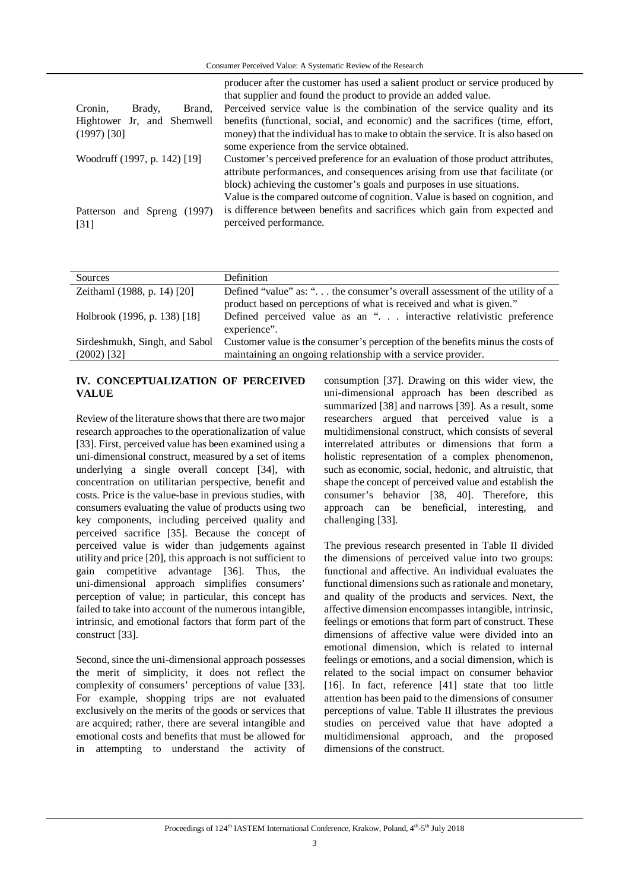| | |
|---|---|
| | producer after the customer has used a salient product or service produced by that supplier and found the product to provide an added value. |
| Cronin, Brady, Brand, Hightower Jr, and Shemwell (1997) [30] | Perceived service value is the combination of the service quality and its benefits (functional, social, and economic) and the sacrifices (time, effort, money) that the individual has to make to obtain the service. It is also based on some experience from the service obtained. |
| Woodruff (1997, p. 142) [19] | Customer's perceived preference for an evaluation of those product attributes, attribute performances, and consequences arising from use that facilitate (or block) achieving the customer's goals and purposes in use situations. |
| Patterson and Spreng (1997) [31] | Value is the compared outcome of cognition. Value is based on cognition, and is difference between benefits and sacrifices which gain from expected and perceived performance. |

| Sources | Definition |
|---|---|
| Zeithaml (1988, p. 14) [20] | Defined "value" as: ". . . the consumer's overall assessment of the utility of a product based on perceptions of what is received and what is given." |
| Holbrook (1996, p. 138) [18] | Defined perceived value as an ". . . interactive relativistic preference experience". |
| Sirdeshmukh, Singh, and Sabol (2002) [32] | Customer value is the consumer's perception of the benefits minus the costs of maintaining an ongoing relationship with a service provider. |

## IV. CONCEPTUALIZATION OF PERCEIVED VALUE

Review of the literature shows that there are two major research approaches to the operationalization of value [33]. First, perceived value has been examined using a uni-dimensional construct, measured by a set of items underlying a single overall concept [34], with concentration on utilitarian perspective, benefit and costs. Price is the value-base in previous studies, with consumers evaluating the value of products using two key components, including perceived quality and perceived sacrifice [35]. Because the concept of perceived value is wider than judgements against utility and price [20], this approach is not sufficient to gain competitive advantage [36]. Thus, the uni-dimensional approach simplifies consumers' perception of value; in particular, this concept has failed to take into account of the numerous intangible, intrinsic, and emotional factors that form part of the construct [33].

Second, since the uni-dimensional approach possesses the merit of simplicity, it does not reflect the complexity of consumers' perceptions of value [33]. For example, shopping trips are not evaluated exclusively on the merits of the goods or services that are acquired; rather, there are several intangible and emotional costs and benefits that must be allowed for in attempting to understand the activity of consumption [37]. Drawing on this wider view, the uni-dimensional approach has been described as summarized [38] and narrows [39]. As a result, some researchers argued that perceived value is a multidimensional construct, which consists of several interrelated attributes or dimensions that form a holistic representation of a complex phenomenon, such as economic, social, hedonic, and altruistic, that shape the concept of perceived value and establish the consumer's behavior [38, 40]. Therefore, this approach can be beneficial, interesting, and challenging [33].

The previous research presented in Table II divided the dimensions of perceived value into two groups: functional and affective. An individual evaluates the functional dimensions such as rationale and monetary, and quality of the products and services. Next, the affective dimension encompasses intangible, intrinsic, feelings or emotions that form part of construct. These dimensions of affective value were divided into an emotional dimension, which is related to internal feelings or emotions, and a social dimension, which is related to the social impact on consumer behavior [16]. In fact, reference [41] state that too little attention has been paid to the dimensions of consumer perceptions of value. Table II illustrates the previous studies on perceived value that have adopted a multidimensional approach, and the proposed dimensions of the construct.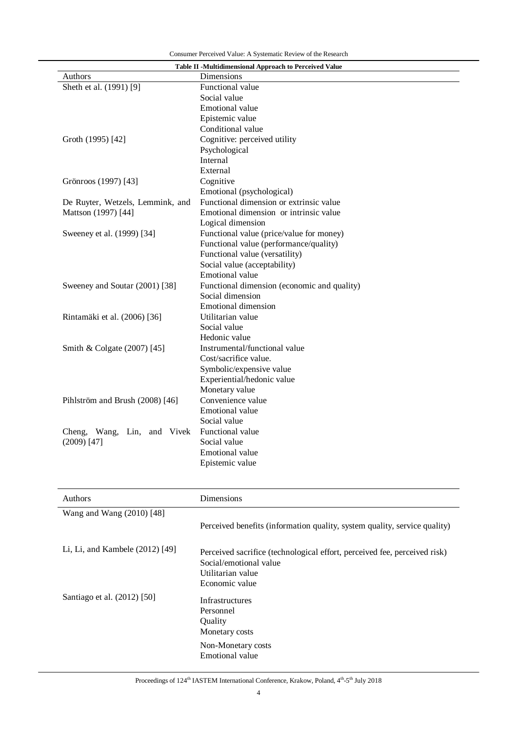**Table II -Multidimensional Approach to Perceived Value**

| Authors | Dimensions |
|---|---|
| Sheth et al. (1991) [9] | Functional value<br>Social value<br>Emotional value<br>Epistemic value<br>Conditional value |
| Groth (1995) [42] | Cognitive: perceived utility<br>Psychological<br>Internal<br>External |
| Grönroos (1997) [43] | Cognitive<br>Emotional (psychological) |
| De Ruyter, Wetzels, Lemmink, and Mattson (1997) [44] | Functional dimension or extrinsic value<br>Emotional dimension or intrinsic value<br>Logical dimension |
| Sweeney et al. (1999) [34] | Functional value (price/value for money)<br>Functional value (performance/quality)<br>Functional value (versatility)<br>Social value (acceptability)<br>Emotional value |
| Sweeney and Soutar (2001) [38] | Functional dimension (economic and quality)<br>Social dimension<br>Emotional dimension |
| Rintamäki et al. (2006) [36] | Utilitarian value<br>Social value<br>Hedonic value |
| Smith & Colgate (2007) [45] | Instrumental/functional value<br>Cost/sacrifice value.<br>Symbolic/expensive value<br>Experiential/hedonic value<br>Monetary value |
| Pihlström and Brush (2008) [46] | Convenience value<br>Emotional value<br>Social value |
| Cheng, Wang, Lin, and Vivek (2009) [47] | Functional value<br>Social value<br>Emotional value<br>Epistemic value |
| Wang and Wang (2010) [48] | Perceived benefits (information quality, system quality, service quality) |
| Li, Li, and Kambele (2012) [49] | Perceived sacrifice (technological effort, perceived fee, perceived risk)<br>Social/emotional value<br>Utilitarian value<br>Economic value |
| Santiago et al. (2012) [50] | Infrastructures<br>Personnel<br>Quality<br>Monetary costs<br>Non-Monetary costs<br>Emotional value |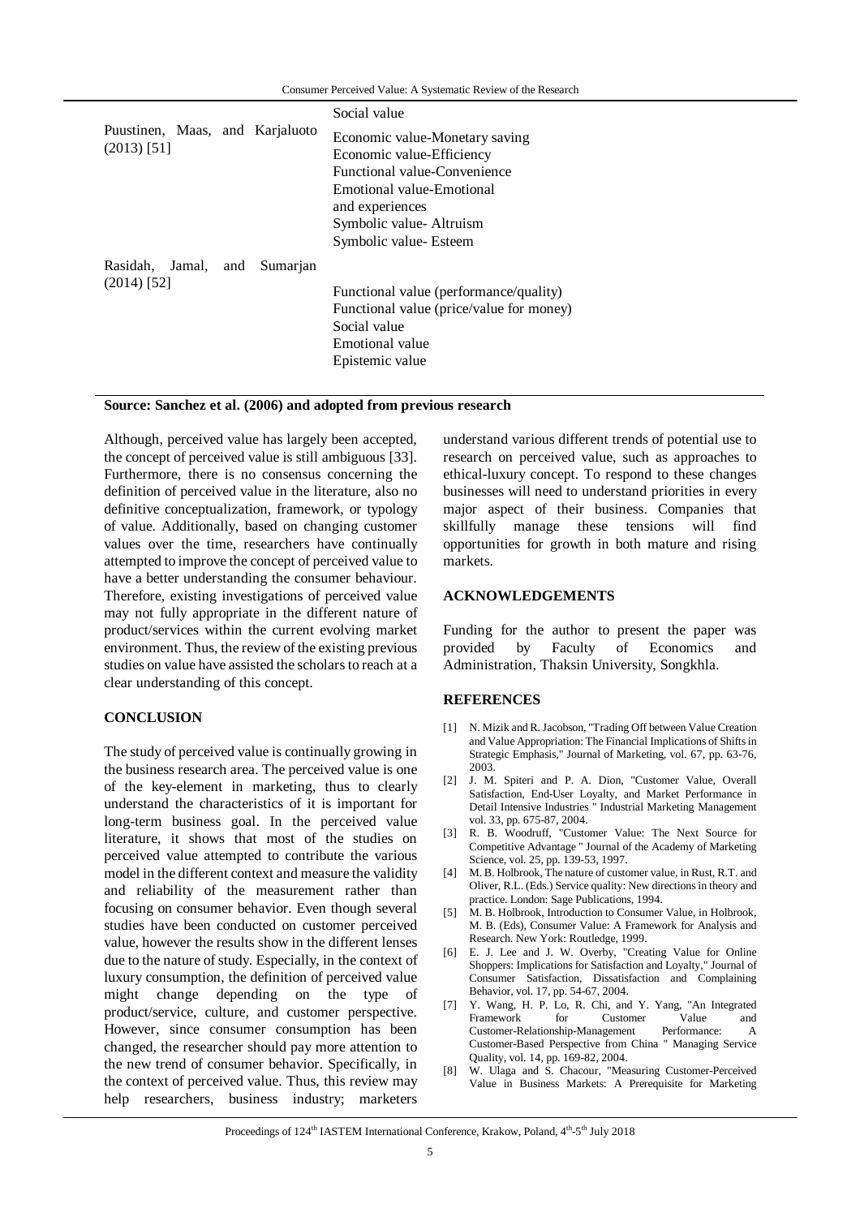| | |
|---|---|
| | Social value |
| Puustinen, Maas, and Karjaluoto (2013) [51] | Economic value-Monetary saving<br>Economic value-Efficiency<br>Functional value-Convenience<br>Emotional value-Emotional and experiences<br>Symbolic value- Altruism<br>Symbolic value- Esteem |
| Rasidah, Jamal, and Sumarjan (2014) [52] | Functional value (performance/quality)<br>Functional value (price/value for money)<br>Social value<br>Emotional value<br>Epistemic value |

**Source: Sanchez et al. (2006) and adopted from previous research**

Although, perceived value has largely been accepted, the concept of perceived value is still ambiguous [33]. Furthermore, there is no consensus concerning the definition of perceived value in the literature, also no definitive conceptualization, framework, or typology of value. Additionally, based on changing customer values over the time, researchers have continually attempted to improve the concept of perceived value to have a better understanding the consumer behaviour. Therefore, existing investigations of perceived value may not fully appropriate in the different nature of product/services within the current evolving market environment. Thus, the review of the existing previous studies on value have assisted the scholars to reach at a clear understanding of this concept.

## CONCLUSION

The study of perceived value is continually growing in the business research area. The perceived value is one of the key-element in marketing, thus to clearly understand the characteristics of it is important for long-term business goal. In the perceived value literature, it shows that most of the studies on perceived value attempted to contribute the various model in the different context and measure the validity and reliability of the measurement rather than focusing on consumer behavior. Even though several studies have been conducted on customer perceived value, however the results show in the different lenses due to the nature of study. Especially, in the context of luxury consumption, the definition of perceived value might change depending on the type of product/service, culture, and customer perspective. However, since consumer consumption has been changed, the researcher should pay more attention to the new trend of consumer behavior. Specifically, in the context of perceived value. Thus, this review may help researchers, business industry; marketers understand various different trends of potential use to research on perceived value, such as approaches to ethical-luxury concept. To respond to these changes businesses will need to understand priorities in every major aspect of their business. Companies that skillfully manage these tensions will find opportunities for growth in both mature and rising markets.

## ACKNOWLEDGEMENTS

Funding for the author to present the paper was provided by Faculty of Economics and Administration, Thaksin University, Songkhla.

## REFERENCES

[1] N. Mizik and R. Jacobson, "Trading Off between Value Creation and Value Appropriation: The Financial Implications of Shifts in Strategic Emphasis," Journal of Marketing, vol. 67, pp. 63-76, 2003.

[2] J. M. Spiteri and P. A. Dion, "Customer Value, Overall Satisfaction, End-User Loyalty, and Market Performance in Detail Intensive Industries " Industrial Marketing Management vol. 33, pp. 675-87, 2004.

[3] R. B. Woodruff, "Customer Value: The Next Source for Competitive Advantage " Journal of the Academy of Marketing Science, vol. 25, pp. 139-53, 1997.

[4] M. B. Holbrook, The nature of customer value, in Rust, R.T. and Oliver, R.L. (Eds.) Service quality: New directions in theory and practice. London: Sage Publications, 1994.

[5] M. B. Holbrook, Introduction to Consumer Value, in Holbrook, M. B. (Eds), Consumer Value: A Framework for Analysis and Research. New York: Routledge, 1999.

[6] E. J. Lee and J. W. Overby, "Creating Value for Online Shoppers: Implications for Satisfaction and Loyalty," Journal of Consumer Satisfaction, Dissatisfaction and Complaining Behavior, vol. 17, pp. 54-67, 2004.

[7] Y. Wang, H. P. Lo, R. Chi, and Y. Yang, "An Integrated Framework for Customer Value and Customer-Relationship-Management Performance: A Customer-Based Perspective from China " Managing Service Quality, vol. 14, pp. 169-82, 2004.

[8] W. Ulaga and S. Chacour, "Measuring Customer-Perceived Value in Business Markets: A Prerequisite for Marketing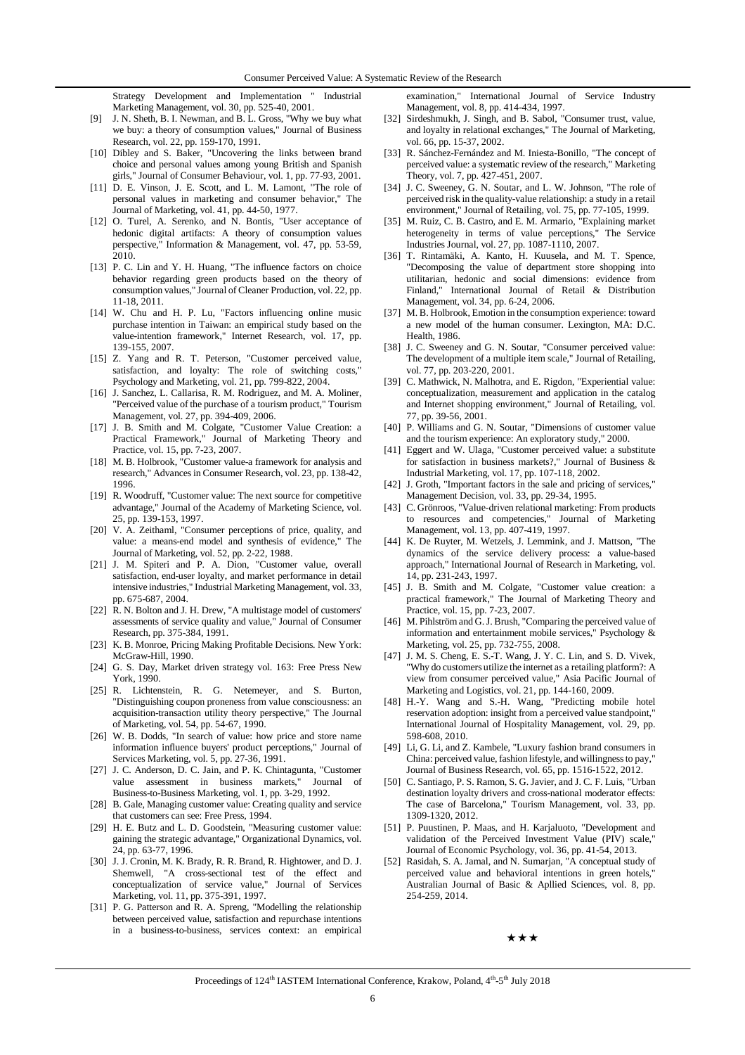Strategy Development and Implementation " Industrial Marketing Management, vol. 30, pp. 525-40, 2001.

[9] J. N. Sheth, B. I. Newman, and B. L. Gross, "Why we buy what we buy: a theory of consumption values," Journal of Business Research, vol. 22, pp. 159-170, 1991.

[10] Dibley and S. Baker, "Uncovering the links between brand choice and personal values among young British and Spanish girls," Journal of Consumer Behaviour, vol. 1, pp. 77-93, 2001.

[11] D. E. Vinson, J. E. Scott, and L. M. Lamont, "The role of personal values in marketing and consumer behavior," The Journal of Marketing, vol. 41, pp. 44-50, 1977.

[12] O. Turel, A. Serenko, and N. Bontis, "User acceptance of hedonic digital artifacts: A theory of consumption values perspective," Information & Management, vol. 47, pp. 53-59, 2010.

[13] P. C. Lin and Y. H. Huang, "The influence factors on choice behavior regarding green products based on the theory of consumption values," Journal of Cleaner Production, vol. 22, pp. 11-18, 2011.

[14] W. Chu and H. P. Lu, "Factors influencing online music purchase intention in Taiwan: an empirical study based on the value-intention framework," Internet Research, vol. 17, pp. 139-155, 2007.

[15] Z. Yang and R. T. Peterson, "Customer perceived value, satisfaction, and loyalty: The role of switching costs," Psychology and Marketing, vol. 21, pp. 799-822, 2004.

[16] J. Sanchez, L. Callarisa, R. M. Rodriguez, and M. A. Moliner, "Perceived value of the purchase of a tourism product," Tourism Management, vol. 27, pp. 394-409, 2006.

[17] J. B. Smith and M. Colgate, "Customer Value Creation: a Practical Framework," Journal of Marketing Theory and Practice, vol. 15, pp. 7-23, 2007.

[18] M. B. Holbrook, "Customer value-a framework for analysis and research," Advances in Consumer Research, vol. 23, pp. 138-42, 1996.

[19] R. Woodruff, "Customer value: The next source for competitive advantage," Journal of the Academy of Marketing Science, vol. 25, pp. 139-153, 1997.

[20] V. A. Zeithaml, "Consumer perceptions of price, quality, and value: a means-end model and synthesis of evidence," The Journal of Marketing, vol. 52, pp. 2-22, 1988.

[21] J. M. Spiteri and P. A. Dion, "Customer value, overall satisfaction, end-user loyalty, and market performance in detail intensive industries," Industrial Marketing Management, vol. 33, pp. 675-687, 2004.

[22] R. N. Bolton and J. H. Drew, "A multistage model of customers' assessments of service quality and value," Journal of Consumer Research, pp. 375-384, 1991.

[23] K. B. Monroe, Pricing Making Profitable Decisions. New York: McGraw-Hill, 1990.

[24] G. S. Day, Market driven strategy vol. 163: Free Press New York, 1990.

[25] R. Lichtenstein, R. G. Netemeyer, and S. Burton, "Distinguishing coupon proneness from value consciousness: an acquisition-transaction utility theory perspective," The Journal of Marketing, vol. 54, pp. 54-67, 1990.

[26] W. B. Dodds, "In search of value: how price and store name information influence buyers' product perceptions," Journal of Services Marketing, vol. 5, pp. 27-36, 1991.

[27] J. C. Anderson, D. C. Jain, and P. K. Chintagunta, "Customer value assessment in business markets," Journal of Business-to-Business Marketing, vol. 1, pp. 3-29, 1992.

[28] B. Gale, Managing customer value: Creating quality and service that customers can see: Free Press, 1994.

[29] H. E. Butz and L. D. Goodstein, "Measuring customer value: gaining the strategic advantage," Organizational Dynamics, vol. 24, pp. 63-77, 1996.

[30] J. J. Cronin, M. K. Brady, R. R. Brand, R. Hightower, and D. J. Shemwell, "A cross-sectional test of the effect and conceptualization of service value," Journal of Services Marketing, vol. 11, pp. 375-391, 1997.

[31] P. G. Patterson and R. A. Spreng, "Modelling the relationship between perceived value, satisfaction and repurchase intentions in a business-to-business, services context: an empirical examination," International Journal of Service Industry Management, vol. 8, pp. 414-434, 1997.

[32] Sirdeshmukh, J. Singh, and B. Sabol, "Consumer trust, value, and loyalty in relational exchanges," The Journal of Marketing, vol. 66, pp. 15-37, 2002.

[33] R. Sánchez-Fernández and M. Iniesta-Bonillo, "The concept of perceived value: a systematic review of the research," Marketing Theory, vol. 7, pp. 427-451, 2007.

[34] J. C. Sweeney, G. N. Soutar, and L. W. Johnson, "The role of perceived risk in the quality-value relationship: a study in a retail environment," Journal of Retailing, vol. 75, pp. 77-105, 1999.

[35] M. Ruiz, C. B. Castro, and E. M. Armario, "Explaining market heterogeneity in terms of value perceptions," The Service Industries Journal, vol. 27, pp. 1087-1110, 2007.

[36] T. Rintamäki, A. Kanto, H. Kuusela, and M. T. Spence, "Decomposing the value of department store shopping into utilitarian, hedonic and social dimensions: evidence from Finland," International Journal of Retail & Distribution Management, vol. 34, pp. 6-24, 2006.

[37] M. B. Holbrook, Emotion in the consumption experience: toward a new model of the human consumer. Lexington, MA: D.C. Health, 1986.

[38] J. C. Sweeney and G. N. Soutar, "Consumer perceived value: The development of a multiple item scale," Journal of Retailing, vol. 77, pp. 203-220, 2001.

[39] C. Mathwick, N. Malhotra, and E. Rigdon, "Experiential value: conceptualization, measurement and application in the catalog and Internet shopping environment," Journal of Retailing, vol. 77, pp. 39-56, 2001.

[40] P. Williams and G. N. Soutar, "Dimensions of customer value and the tourism experience: An exploratory study," 2000.

[41] Eggert and W. Ulaga, "Customer perceived value: a substitute for satisfaction in business markets?," Journal of Business & Industrial Marketing, vol. 17, pp. 107-118, 2002.

[42] J. Groth, "Important factors in the sale and pricing of services," Management Decision, vol. 33, pp. 29-34, 1995.

[43] C. Grönroos, "Value-driven relational marketing: From products to resources and competencies," Journal of Marketing Management, vol. 13, pp. 407-419, 1997.

[44] K. De Ruyter, M. Wetzels, J. Lemmink, and J. Mattson, "The dynamics of the service delivery process: a value-based approach," International Journal of Research in Marketing, vol. 14, pp. 231-243, 1997.

[45] J. B. Smith and M. Colgate, "Customer value creation: a practical framework," The Journal of Marketing Theory and Practice, vol. 15, pp. 7-23, 2007.

[46] M. Pihlström and G. J. Brush, "Comparing the perceived value of information and entertainment mobile services," Psychology & Marketing, vol. 25, pp. 732-755, 2008.

[47] J. M. S. Cheng, E. S.-T. Wang, J. Y. C. Lin, and S. D. Vivek, "Why do customers utilize the internet as a retailing platform?: A view from consumer perceived value," Asia Pacific Journal of Marketing and Logistics, vol. 21, pp. 144-160, 2009.

[48] H.-Y. Wang and S.-H. Wang, "Predicting mobile hotel reservation adoption: insight from a perceived value standpoint," International Journal of Hospitality Management, vol. 29, pp. 598-608, 2010.

[49] Li, G. Li, and Z. Kambele, "Luxury fashion brand consumers in China: perceived value, fashion lifestyle, and willingness to pay," Journal of Business Research, vol. 65, pp. 1516-1522, 2012.

[50] C. Santiago, P. S. Ramon, S. G. Javier, and J. C. F. Luis, "Urban destination loyalty drivers and cross-national moderator effects: The case of Barcelona," Tourism Management, vol. 33, pp. 1309-1320, 2012.

[51] P. Puustinen, P. Maas, and H. Karjaluoto, "Development and validation of the Perceived Investment Value (PIV) scale," Journal of Economic Psychology, vol. 36, pp. 41-54, 2013.

[52] Rasidah, S. A. Jamal, and N. Sumarjan, "A conceptual study of perceived value and behavioral intentions in green hotels," Australian Journal of Basic & Apllied Sciences, vol. 8, pp. 254-259, 2014.

★★★